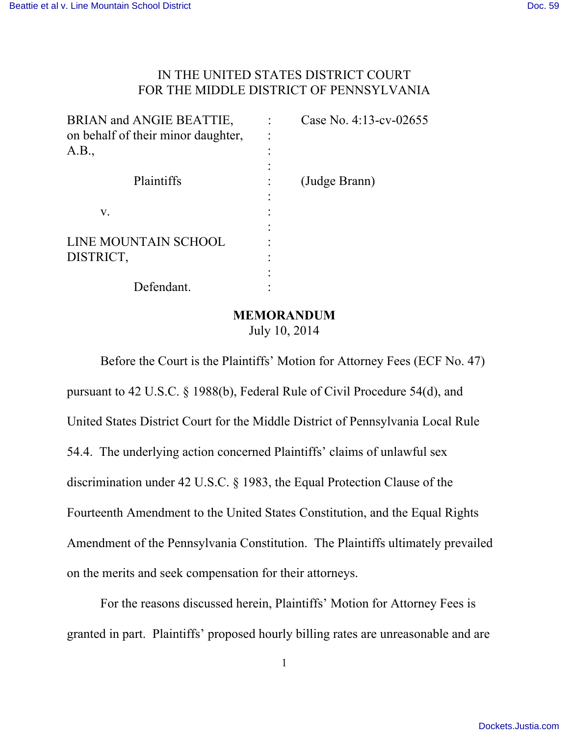IN THE UNITED STATES DISTRICT COURT
FOR THE MIDDLE DISTRICT OF PENNSYLVANIA

| | | |
|---|---|---|
| BRIAN and ANGIE BEATTIE, on behalf of their minor daughter, A.B., | : | Case No. 4:13-cv-02655 |
| Plaintiffs | : | (Judge Brann) |
| v. | : | |
| LINE MOUNTAIN SCHOOL DISTRICT, | : | |
| Defendant. | : | |

**MEMORANDUM**
July 10, 2014

Before the Court is the Plaintiffs' Motion for Attorney Fees (ECF No. 47) pursuant to 42 U.S.C. § 1988(b), Federal Rule of Civil Procedure 54(d), and United States District Court for the Middle District of Pennsylvania Local Rule 54.4. The underlying action concerned Plaintiffs' claims of unlawful sex discrimination under 42 U.S.C. § 1983, the Equal Protection Clause of the Fourteenth Amendment to the United States Constitution, and the Equal Rights Amendment of the Pennsylvania Constitution. The Plaintiffs ultimately prevailed on the merits and seek compensation for their attorneys.

For the reasons discussed herein, Plaintiffs' Motion for Attorney Fees is granted in part. Plaintiffs' proposed hourly billing rates are unreasonable and are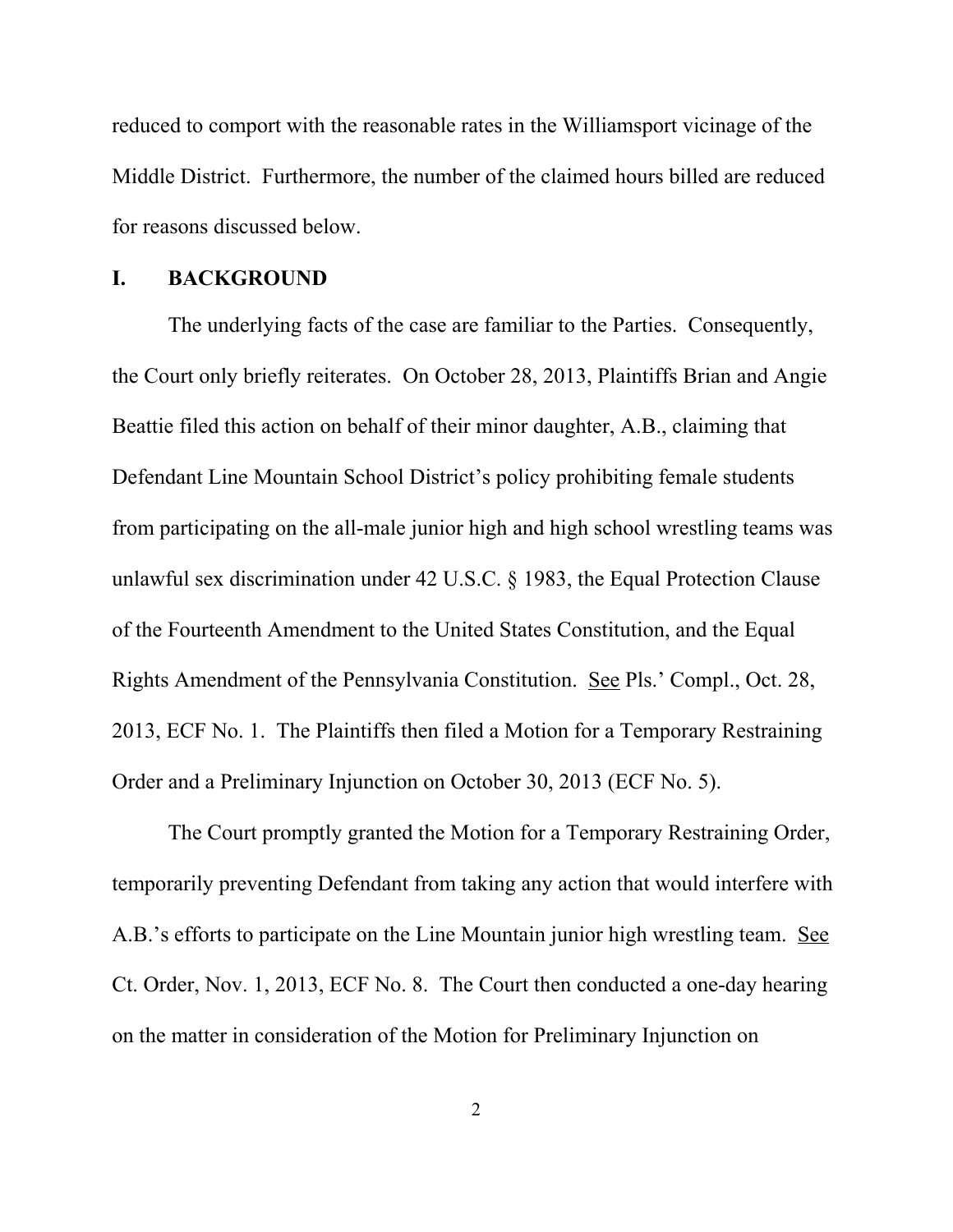reduced to comport with the reasonable rates in the Williamsport vicinage of the Middle District. Furthermore, the number of the claimed hours billed are reduced for reasons discussed below.

## I. BACKGROUND

The underlying facts of the case are familiar to the Parties. Consequently, the Court only briefly reiterates. On October 28, 2013, Plaintiffs Brian and Angie Beattie filed this action on behalf of their minor daughter, A.B., claiming that Defendant Line Mountain School District's policy prohibiting female students from participating on the all-male junior high and high school wrestling teams was unlawful sex discrimination under 42 U.S.C. § 1983, the Equal Protection Clause of the Fourteenth Amendment to the United States Constitution, and the Equal Rights Amendment of the Pennsylvania Constitution. See Pls.' Compl., Oct. 28, 2013, ECF No. 1. The Plaintiffs then filed a Motion for a Temporary Restraining Order and a Preliminary Injunction on October 30, 2013 (ECF No. 5).

The Court promptly granted the Motion for a Temporary Restraining Order, temporarily preventing Defendant from taking any action that would interfere with A.B.'s efforts to participate on the Line Mountain junior high wrestling team. See Ct. Order, Nov. 1, 2013, ECF No. 8. The Court then conducted a one-day hearing on the matter in consideration of the Motion for Preliminary Injunction on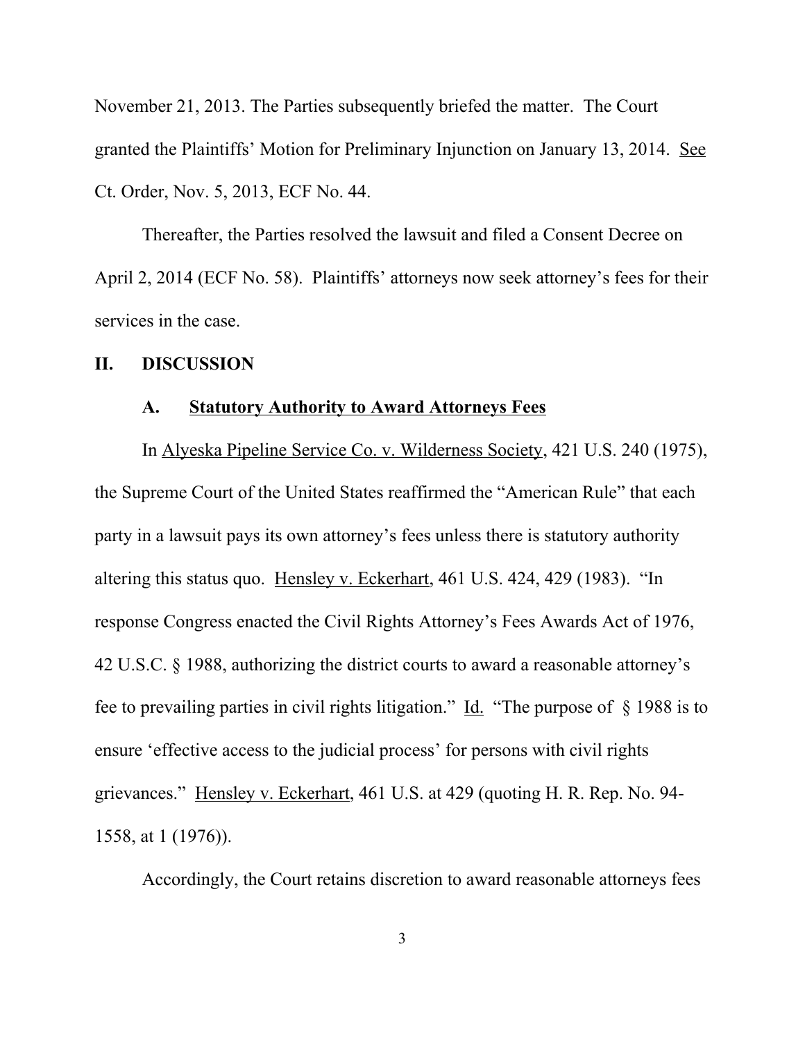November 21, 2013. The Parties subsequently briefed the matter. The Court granted the Plaintiffs' Motion for Preliminary Injunction on January 13, 2014. See Ct. Order, Nov. 5, 2013, ECF No. 44.

Thereafter, the Parties resolved the lawsuit and filed a Consent Decree on April 2, 2014 (ECF No. 58). Plaintiffs' attorneys now seek attorney's fees for their services in the case.

## II. DISCUSSION

### A. Statutory Authority to Award Attorneys Fees

In Alyeska Pipeline Service Co. v. Wilderness Society, 421 U.S. 240 (1975), the Supreme Court of the United States reaffirmed the "American Rule" that each party in a lawsuit pays its own attorney's fees unless there is statutory authority altering this status quo. Hensley v. Eckerhart, 461 U.S. 424, 429 (1983). "In response Congress enacted the Civil Rights Attorney's Fees Awards Act of 1976, 42 U.S.C. § 1988, authorizing the district courts to award a reasonable attorney's fee to prevailing parties in civil rights litigation." Id. "The purpose of § 1988 is to ensure 'effective access to the judicial process' for persons with civil rights grievances." Hensley v. Eckerhart, 461 U.S. at 429 (quoting H. R. Rep. No. 94-1558, at 1 (1976)).

Accordingly, the Court retains discretion to award reasonable attorneys fees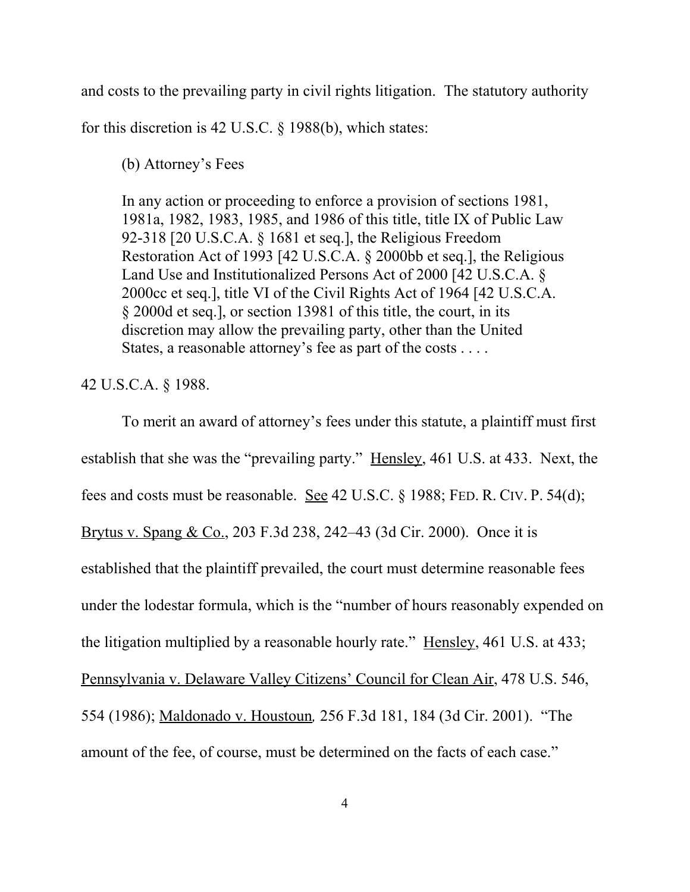and costs to the prevailing party in civil rights litigation. The statutory authority for this discretion is 42 U.S.C. § 1988(b), which states:

> (b) Attorney's Fees
>
> In any action or proceeding to enforce a provision of sections 1981, 1981a, 1982, 1983, 1985, and 1986 of this title, title IX of Public Law 92-318 [20 U.S.C.A. § 1681 et seq.], the Religious Freedom Restoration Act of 1993 [42 U.S.C.A. § 2000bb et seq.], the Religious Land Use and Institutionalized Persons Act of 2000 [42 U.S.C.A. § 2000cc et seq.], title VI of the Civil Rights Act of 1964 [42 U.S.C.A. § 2000d et seq.], or section 13981 of this title, the court, in its discretion may allow the prevailing party, other than the United States, a reasonable attorney's fee as part of the costs . . . .

42 U.S.C.A. § 1988.

To merit an award of attorney's fees under this statute, a plaintiff must first establish that she was the "prevailing party." Hensley, 461 U.S. at 433. Next, the fees and costs must be reasonable. See 42 U.S.C. § 1988; FED. R. CIV. P. 54(d); Brytus v. Spang & Co., 203 F.3d 238, 242–43 (3d Cir. 2000). Once it is established that the plaintiff prevailed, the court must determine reasonable fees under the lodestar formula, which is the "number of hours reasonably expended on the litigation multiplied by a reasonable hourly rate." Hensley, 461 U.S. at 433; Pennsylvania v. Delaware Valley Citizens' Council for Clean Air, 478 U.S. 546, 554 (1986); Maldonado v. Houstoun, 256 F.3d 181, 184 (3d Cir. 2001). "The amount of the fee, of course, must be determined on the facts of each case."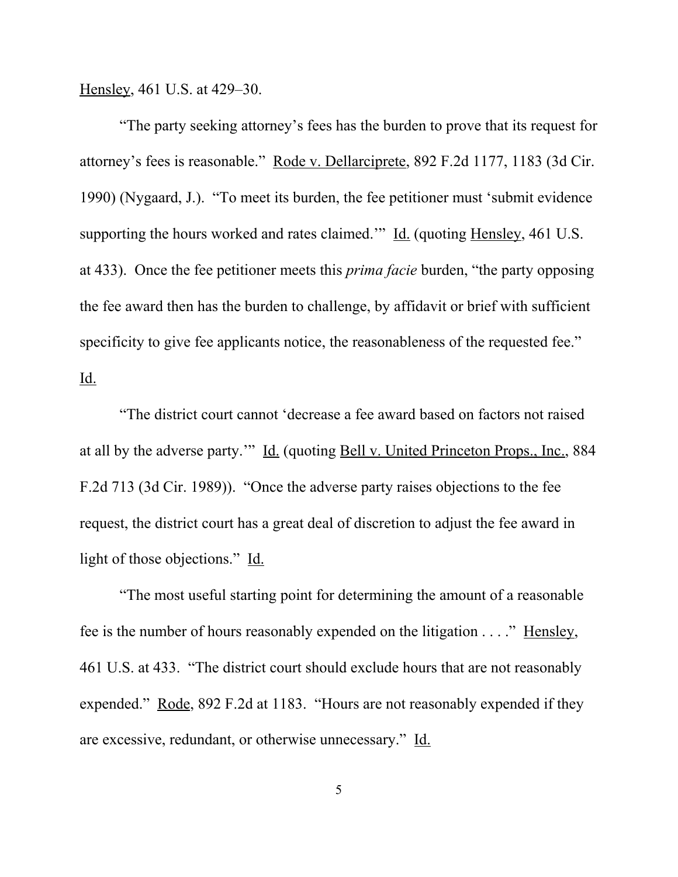Hensley, 461 U.S. at 429–30.

"The party seeking attorney's fees has the burden to prove that its request for attorney's fees is reasonable." Rode v. Dellarciprete, 892 F.2d 1177, 1183 (3d Cir. 1990) (Nygaard, J.). "To meet its burden, the fee petitioner must 'submit evidence supporting the hours worked and rates claimed.'" Id. (quoting Hensley, 461 U.S. at 433). Once the fee petitioner meets this *prima facie* burden, "the party opposing the fee award then has the burden to challenge, by affidavit or brief with sufficient specificity to give fee applicants notice, the reasonableness of the requested fee." Id.

"The district court cannot 'decrease a fee award based on factors not raised at all by the adverse party.'" Id. (quoting Bell v. United Princeton Props., Inc., 884 F.2d 713 (3d Cir. 1989)). "Once the adverse party raises objections to the fee request, the district court has a great deal of discretion to adjust the fee award in light of those objections." Id.

"The most useful starting point for determining the amount of a reasonable fee is the number of hours reasonably expended on the litigation . . . ." Hensley, 461 U.S. at 433. "The district court should exclude hours that are not reasonably expended." Rode, 892 F.2d at 1183. "Hours are not reasonably expended if they are excessive, redundant, or otherwise unnecessary." Id.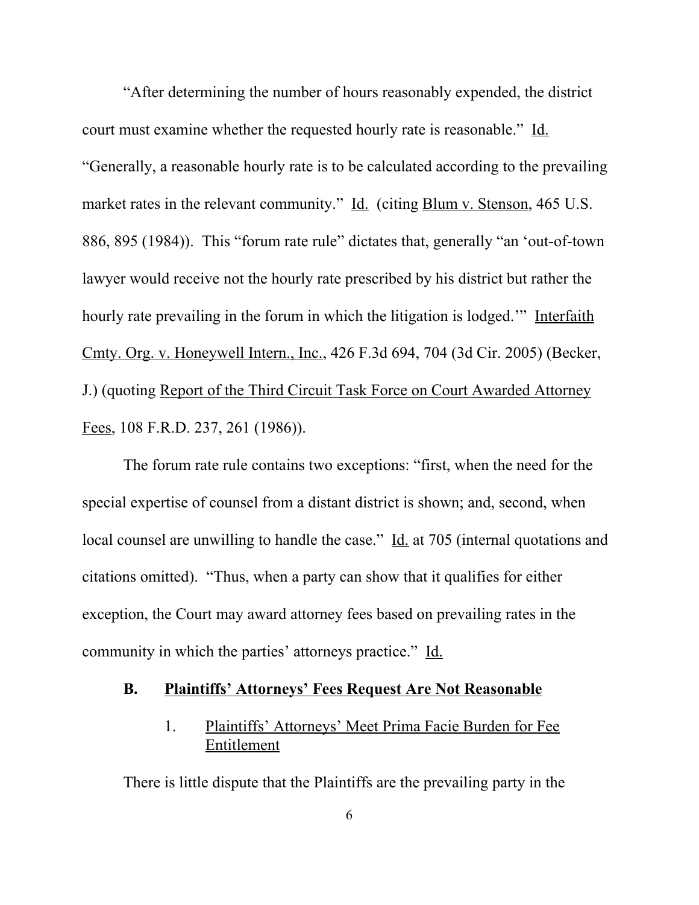"After determining the number of hours reasonably expended, the district court must examine whether the requested hourly rate is reasonable." Id. "Generally, a reasonable hourly rate is to be calculated according to the prevailing market rates in the relevant community." Id. (citing Blum v. Stenson, 465 U.S. 886, 895 (1984)). This "forum rate rule" dictates that, generally "an 'out-of-town lawyer would receive not the hourly rate prescribed by his district but rather the hourly rate prevailing in the forum in which the litigation is lodged.'" Interfaith Cmty. Org. v. Honeywell Intern., Inc., 426 F.3d 694, 704 (3d Cir. 2005) (Becker, J.) (quoting Report of the Third Circuit Task Force on Court Awarded Attorney Fees, 108 F.R.D. 237, 261 (1986)).

The forum rate rule contains two exceptions: "first, when the need for the special expertise of counsel from a distant district is shown; and, second, when local counsel are unwilling to handle the case." Id. at 705 (internal quotations and citations omitted). "Thus, when a party can show that it qualifies for either exception, the Court may award attorney fees based on prevailing rates in the community in which the parties' attorneys practice." Id.

### B. Plaintiffs' Attorneys' Fees Request Are Not Reasonable

#### 1. Plaintiffs' Attorneys' Meet Prima Facie Burden for Fee Entitlement

There is little dispute that the Plaintiffs are the prevailing party in the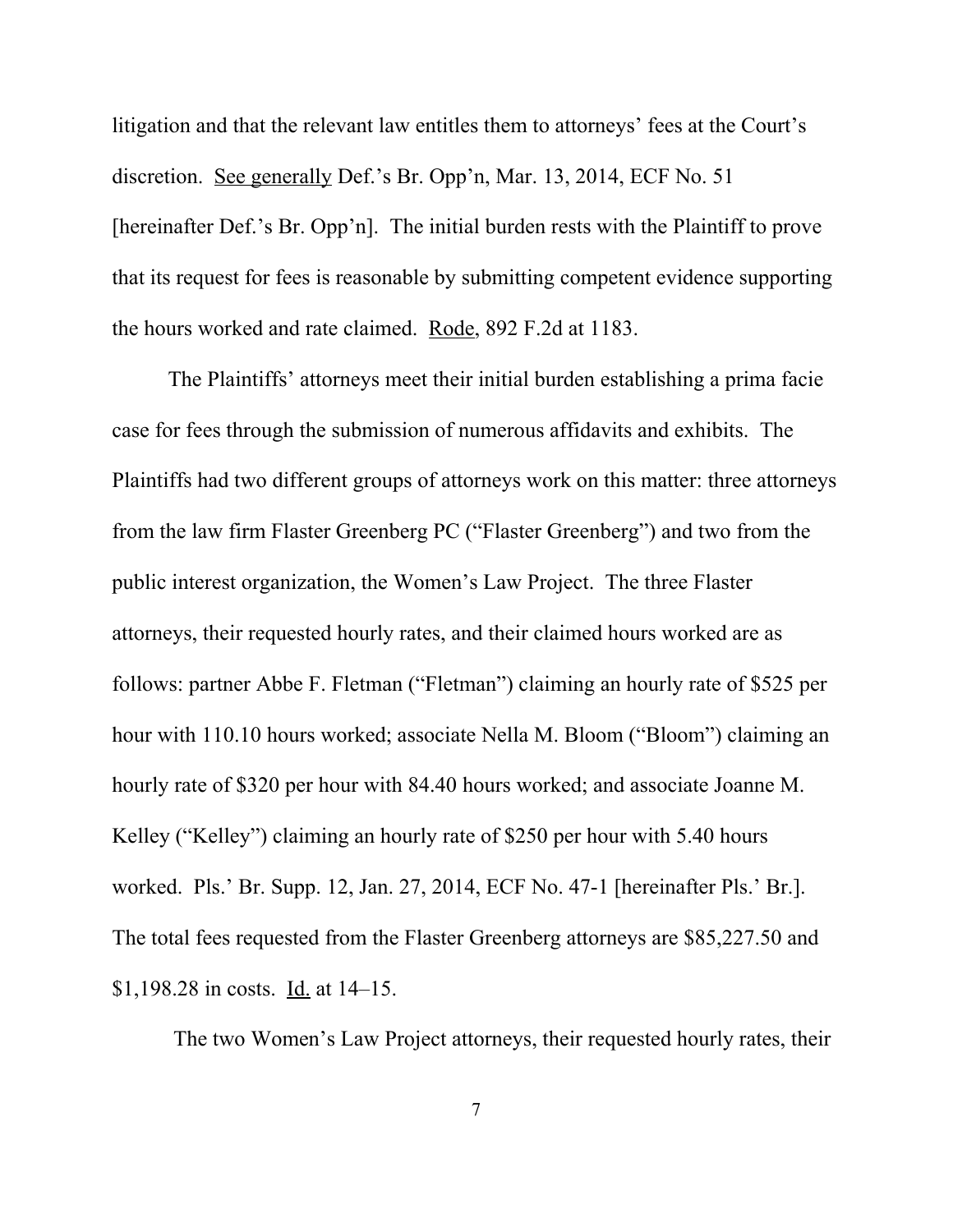litigation and that the relevant law entitles them to attorneys' fees at the Court's discretion. See generally Def.'s Br. Opp'n, Mar. 13, 2014, ECF No. 51 [hereinafter Def.'s Br. Opp'n]. The initial burden rests with the Plaintiff to prove that its request for fees is reasonable by submitting competent evidence supporting the hours worked and rate claimed. Rode, 892 F.2d at 1183.

The Plaintiffs' attorneys meet their initial burden establishing a prima facie case for fees through the submission of numerous affidavits and exhibits. The Plaintiffs had two different groups of attorneys work on this matter: three attorneys from the law firm Flaster Greenberg PC ("Flaster Greenberg") and two from the public interest organization, the Women's Law Project. The three Flaster attorneys, their requested hourly rates, and their claimed hours worked are as follows: partner Abbe F. Fletman ("Fletman") claiming an hourly rate of $525 per hour with 110.10 hours worked; associate Nella M. Bloom ("Bloom") claiming an hourly rate of $320 per hour with 84.40 hours worked; and associate Joanne M. Kelley ("Kelley") claiming an hourly rate of $250 per hour with 5.40 hours worked. Pls.' Br. Supp. 12, Jan. 27, 2014, ECF No. 47-1 [hereinafter Pls.' Br.]. The total fees requested from the Flaster Greenberg attorneys are $85,227.50 and $1,198.28 in costs. Id. at 14–15.

The two Women's Law Project attorneys, their requested hourly rates, their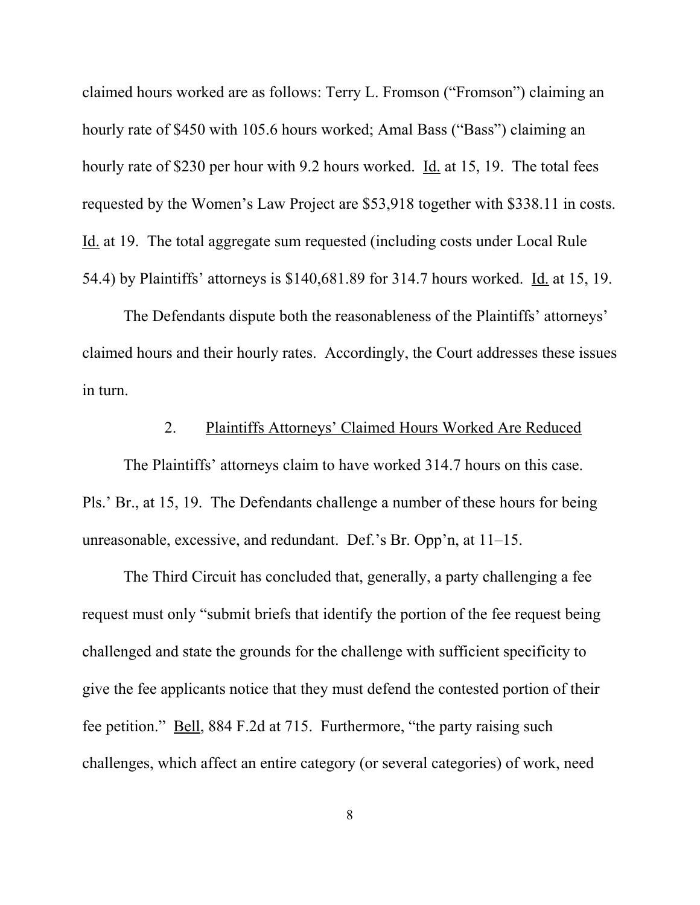claimed hours worked are as follows: Terry L. Fromson ("Fromson") claiming an hourly rate of $450 with 105.6 hours worked; Amal Bass ("Bass") claiming an hourly rate of $230 per hour with 9.2 hours worked. Id. at 15, 19. The total fees requested by the Women's Law Project are $53,918 together with $338.11 in costs. Id. at 19. The total aggregate sum requested (including costs under Local Rule 54.4) by Plaintiffs' attorneys is $140,681.89 for 314.7 hours worked. Id. at 15, 19.

The Defendants dispute both the reasonableness of the Plaintiffs' attorneys' claimed hours and their hourly rates. Accordingly, the Court addresses these issues in turn.

### 2. Plaintiffs Attorneys' Claimed Hours Worked Are Reduced

The Plaintiffs' attorneys claim to have worked 314.7 hours on this case. Pls.' Br., at 15, 19. The Defendants challenge a number of these hours for being unreasonable, excessive, and redundant. Def.'s Br. Opp'n, at 11–15.

The Third Circuit has concluded that, generally, a party challenging a fee request must only "submit briefs that identify the portion of the fee request being challenged and state the grounds for the challenge with sufficient specificity to give the fee applicants notice that they must defend the contested portion of their fee petition." Bell, 884 F.2d at 715. Furthermore, "the party raising such challenges, which affect an entire category (or several categories) of work, need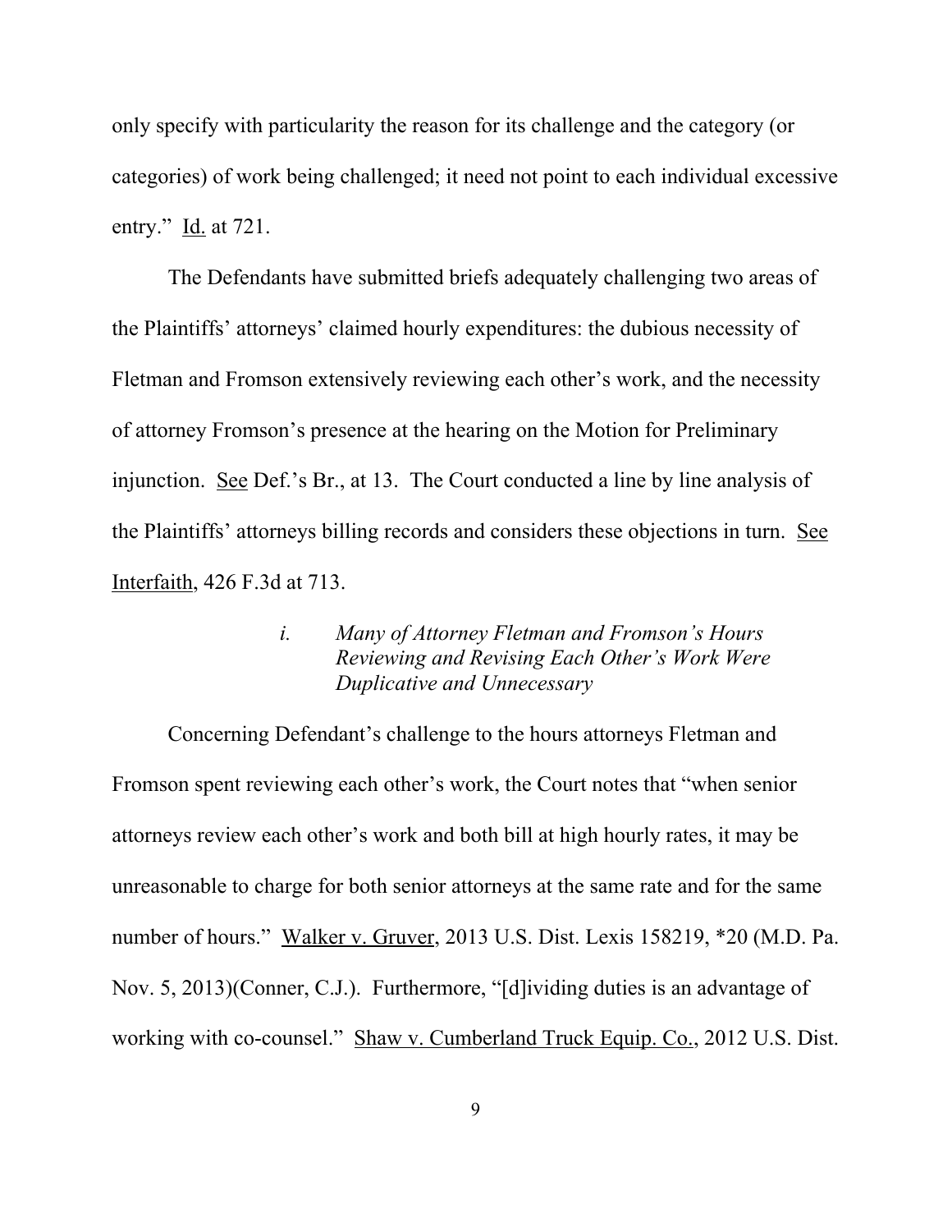only specify with particularity the reason for its challenge and the category (or categories) of work being challenged; it need not point to each individual excessive entry." Id. at 721.

The Defendants have submitted briefs adequately challenging two areas of the Plaintiffs' attorneys' claimed hourly expenditures: the dubious necessity of Fletman and Fromson extensively reviewing each other's work, and the necessity of attorney Fromson's presence at the hearing on the Motion for Preliminary injunction. See Def.'s Br., at 13. The Court conducted a line by line analysis of the Plaintiffs' attorneys billing records and considers these objections in turn. See Interfaith, 426 F.3d at 713.

*i. Many of Attorney Fletman and Fromson's Hours Reviewing and Revising Each Other's Work Were Duplicative and Unnecessary*

Concerning Defendant's challenge to the hours attorneys Fletman and Fromson spent reviewing each other's work, the Court notes that "when senior attorneys review each other's work and both bill at high hourly rates, it may be unreasonable to charge for both senior attorneys at the same rate and for the same number of hours." Walker v. Gruver, 2013 U.S. Dist. Lexis 158219, *20 (M.D. Pa. Nov. 5, 2013)(Conner, C.J.). Furthermore, "[d]ividing duties is an advantage of working with co-counsel." Shaw v. Cumberland Truck Equip. Co., 2012 U.S. Dist.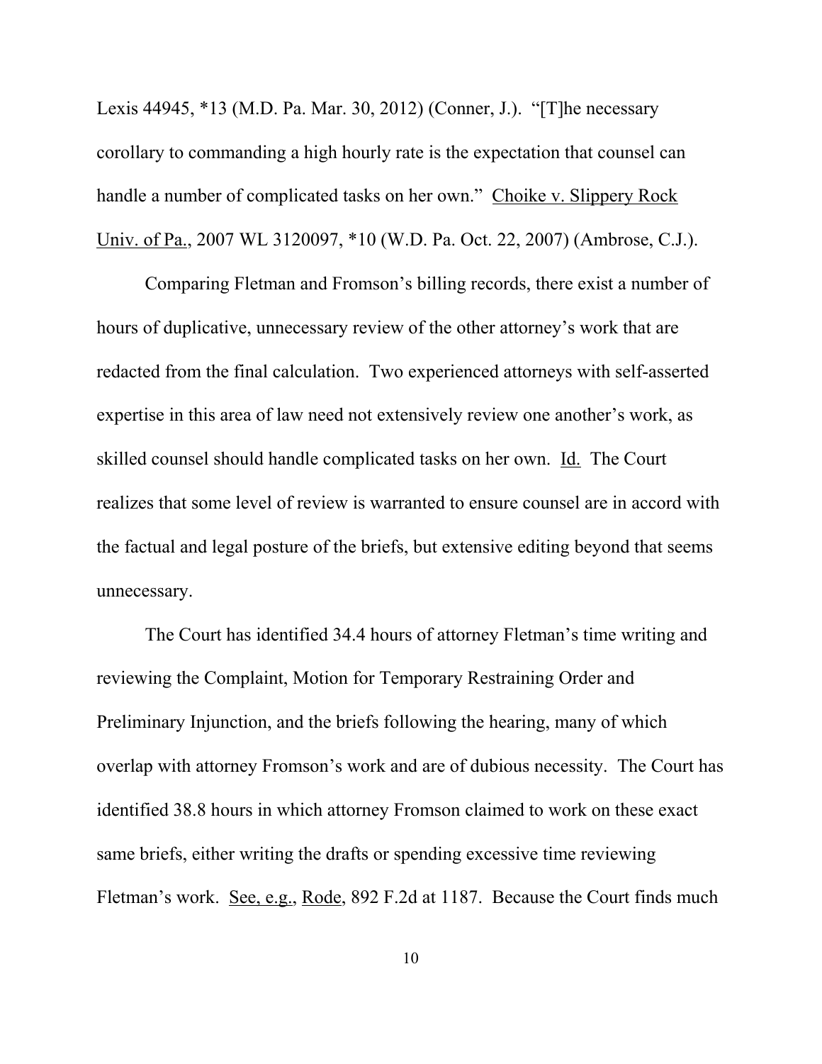Lexis 44945, *13 (M.D. Pa. Mar. 30, 2012) (Conner, J.). "[T]he necessary corollary to commanding a high hourly rate is the expectation that counsel can handle a number of complicated tasks on her own." Choike v. Slippery Rock Univ. of Pa., 2007 WL 3120097, *10 (W.D. Pa. Oct. 22, 2007) (Ambrose, C.J.).

Comparing Fletman and Fromson's billing records, there exist a number of hours of duplicative, unnecessary review of the other attorney's work that are redacted from the final calculation. Two experienced attorneys with self-asserted expertise in this area of law need not extensively review one another's work, as skilled counsel should handle complicated tasks on her own. Id. The Court realizes that some level of review is warranted to ensure counsel are in accord with the factual and legal posture of the briefs, but extensive editing beyond that seems unnecessary.

The Court has identified 34.4 hours of attorney Fletman's time writing and reviewing the Complaint, Motion for Temporary Restraining Order and Preliminary Injunction, and the briefs following the hearing, many of which overlap with attorney Fromson's work and are of dubious necessity. The Court has identified 38.8 hours in which attorney Fromson claimed to work on these exact same briefs, either writing the drafts or spending excessive time reviewing Fletman's work. See, e.g., Rode, 892 F.2d at 1187. Because the Court finds much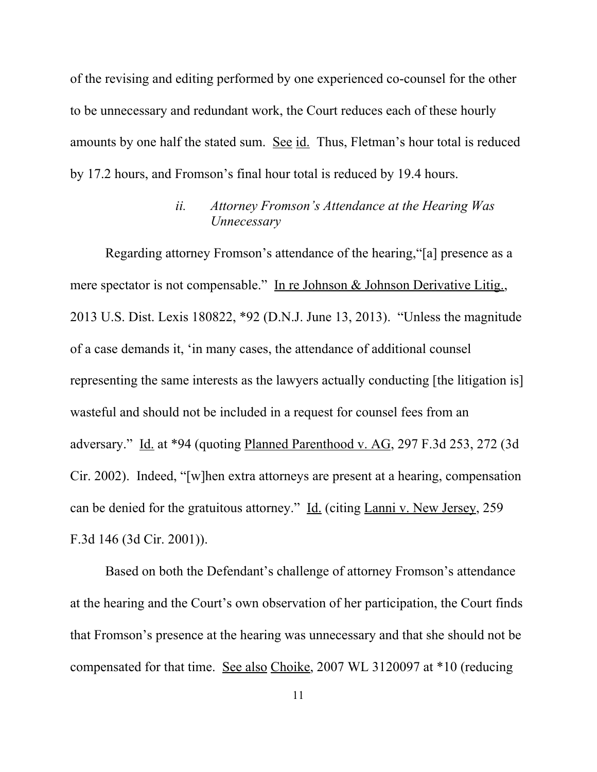of the revising and editing performed by one experienced co-counsel for the other to be unnecessary and redundant work, the Court reduces each of these hourly amounts by one half the stated sum. See id. Thus, Fletman's hour total is reduced by 17.2 hours, and Fromson's final hour total is reduced by 19.4 hours.

*ii. Attorney Fromson's Attendance at the Hearing Was Unnecessary*

Regarding attorney Fromson's attendance of the hearing,"[a] presence as a mere spectator is not compensable." In re Johnson & Johnson Derivative Litig., 2013 U.S. Dist. Lexis 180822, *92 (D.N.J. June 13, 2013). "Unless the magnitude of a case demands it, 'in many cases, the attendance of additional counsel representing the same interests as the lawyers actually conducting [the litigation is] wasteful and should not be included in a request for counsel fees from an adversary." Id. at *94 (quoting Planned Parenthood v. AG, 297 F.3d 253, 272 (3d Cir. 2002). Indeed, "[w]hen extra attorneys are present at a hearing, compensation can be denied for the gratuitous attorney." Id. (citing Lanni v. New Jersey, 259 F.3d 146 (3d Cir. 2001)).

Based on both the Defendant's challenge of attorney Fromson's attendance at the hearing and the Court's own observation of her participation, the Court finds that Fromson's presence at the hearing was unnecessary and that she should not be compensated for that time. See also Choike, 2007 WL 3120097 at *10 (reducing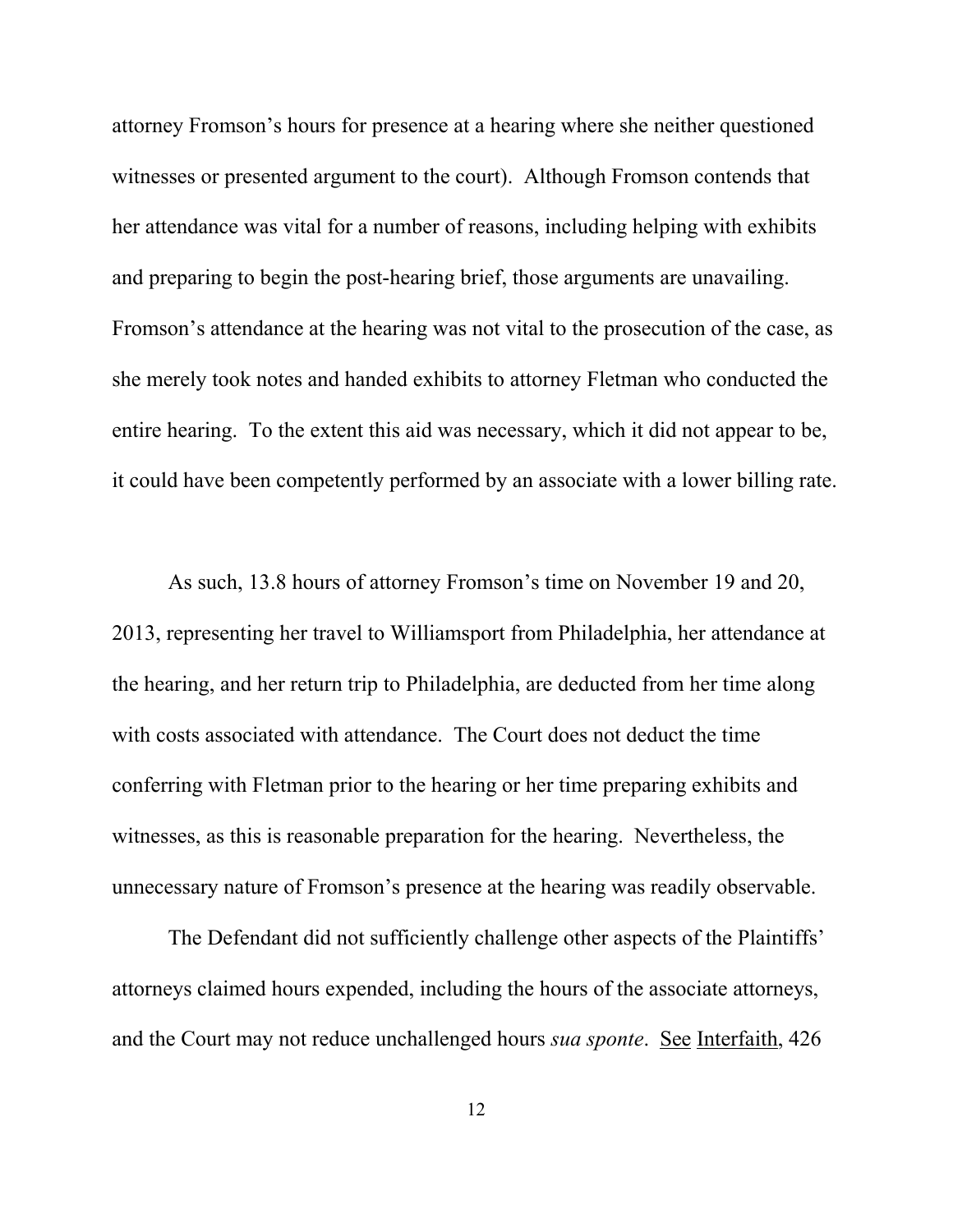attorney Fromson's hours for presence at a hearing where she neither questioned witnesses or presented argument to the court). Although Fromson contends that her attendance was vital for a number of reasons, including helping with exhibits and preparing to begin the post-hearing brief, those arguments are unavailing. Fromson's attendance at the hearing was not vital to the prosecution of the case, as she merely took notes and handed exhibits to attorney Fletman who conducted the entire hearing. To the extent this aid was necessary, which it did not appear to be, it could have been competently performed by an associate with a lower billing rate.

As such, 13.8 hours of attorney Fromson's time on November 19 and 20, 2013, representing her travel to Williamsport from Philadelphia, her attendance at the hearing, and her return trip to Philadelphia, are deducted from her time along with costs associated with attendance. The Court does not deduct the time conferring with Fletman prior to the hearing or her time preparing exhibits and witnesses, as this is reasonable preparation for the hearing. Nevertheless, the unnecessary nature of Fromson's presence at the hearing was readily observable.

The Defendant did not sufficiently challenge other aspects of the Plaintiffs' attorneys claimed hours expended, including the hours of the associate attorneys, and the Court may not reduce unchallenged hours *sua sponte*. See Interfaith, 426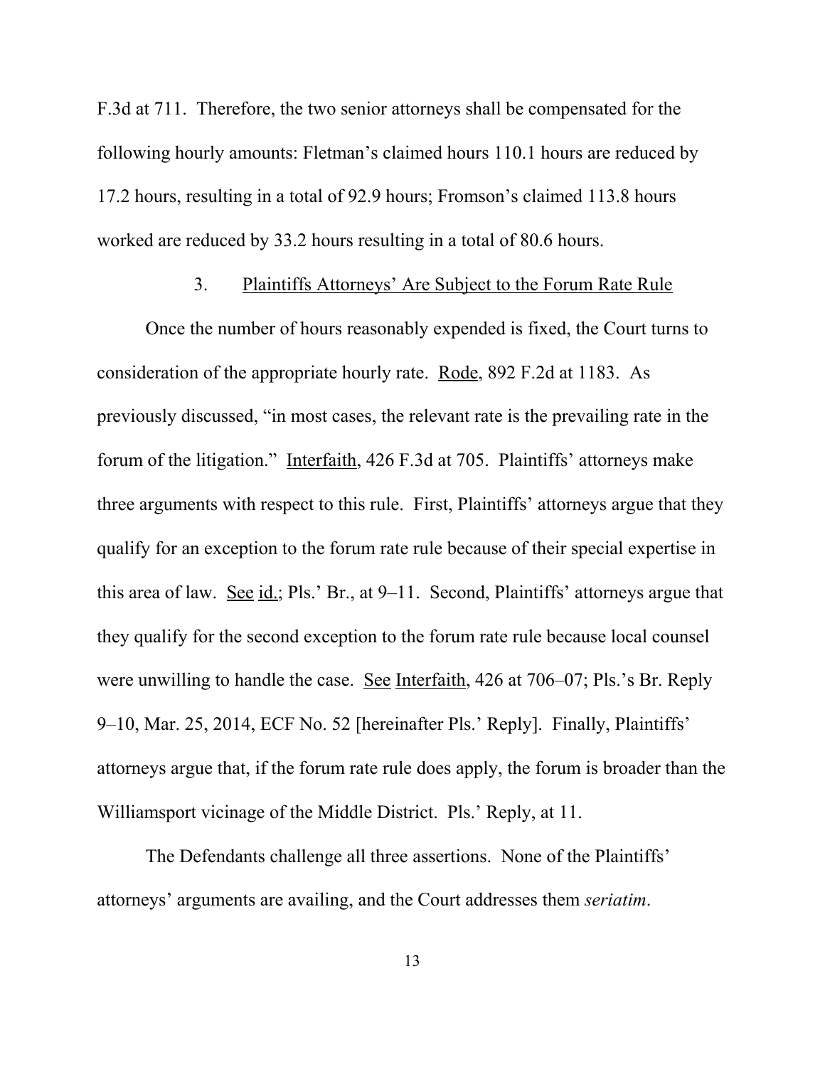F.3d at 711. Therefore, the two senior attorneys shall be compensated for the following hourly amounts: Fletman's claimed hours 110.1 hours are reduced by 17.2 hours, resulting in a total of 92.9 hours; Fromson's claimed 113.8 hours worked are reduced by 33.2 hours resulting in a total of 80.6 hours.

### 3. Plaintiffs Attorneys' Are Subject to the Forum Rate Rule

Once the number of hours reasonably expended is fixed, the Court turns to consideration of the appropriate hourly rate. Rode, 892 F.2d at 1183. As previously discussed, "in most cases, the relevant rate is the prevailing rate in the forum of the litigation." Interfaith, 426 F.3d at 705. Plaintiffs' attorneys make three arguments with respect to this rule. First, Plaintiffs' attorneys argue that they qualify for an exception to the forum rate rule because of their special expertise in this area of law. See id.; Pls.' Br., at 9–11. Second, Plaintiffs' attorneys argue that they qualify for the second exception to the forum rate rule because local counsel were unwilling to handle the case. See Interfaith, 426 at 706–07; Pls.'s Br. Reply 9–10, Mar. 25, 2014, ECF No. 52 [hereinafter Pls.' Reply]. Finally, Plaintiffs' attorneys argue that, if the forum rate rule does apply, the forum is broader than the Williamsport vicinage of the Middle District. Pls.' Reply, at 11.

The Defendants challenge all three assertions. None of the Plaintiffs' attorneys' arguments are availing, and the Court addresses them *seriatim*.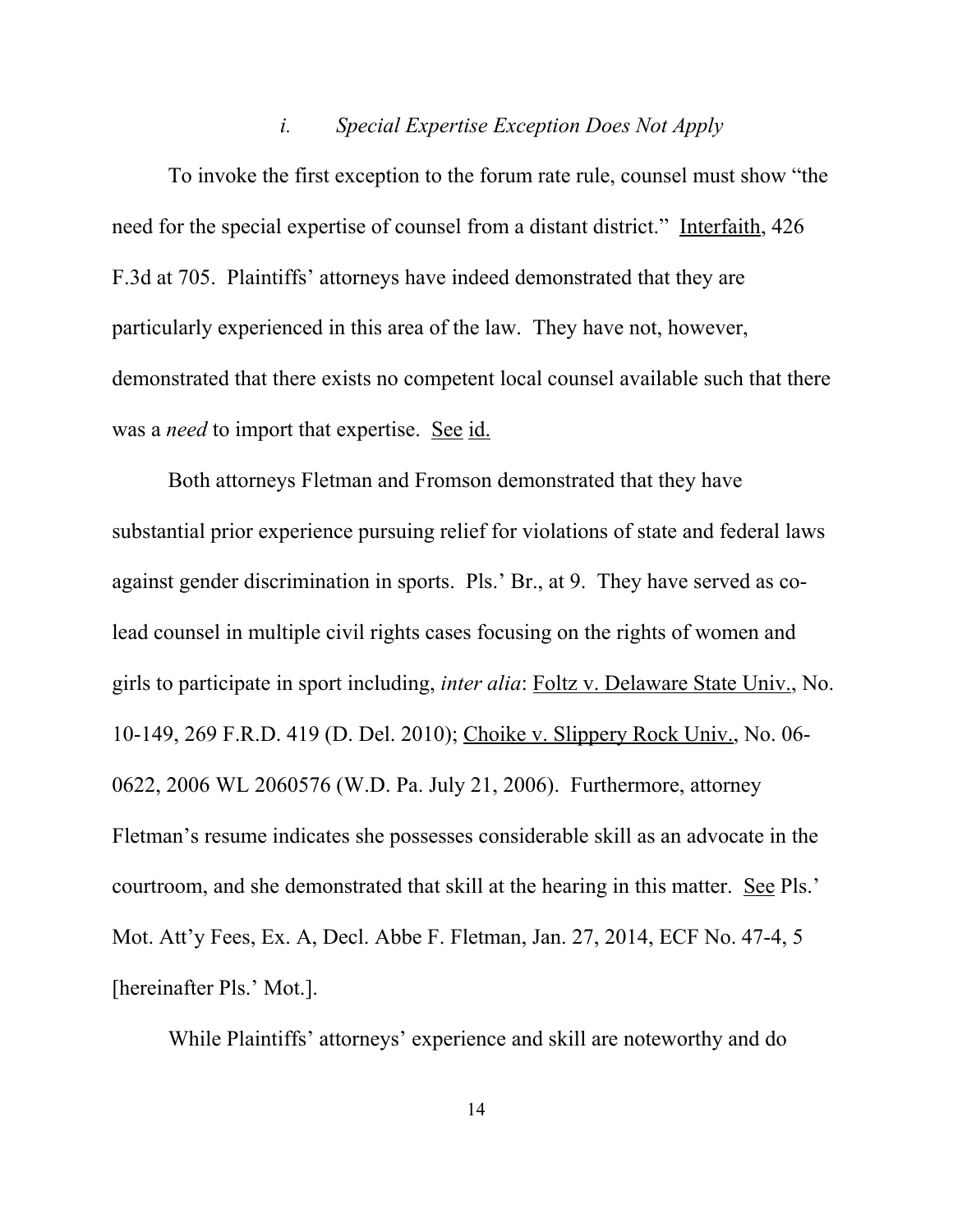### *i. Special Expertise Exception Does Not Apply*

To invoke the first exception to the forum rate rule, counsel must show "the need for the special expertise of counsel from a distant district." Interfaith, 426 F.3d at 705. Plaintiffs' attorneys have indeed demonstrated that they are particularly experienced in this area of the law. They have not, however, demonstrated that there exists no competent local counsel available such that there was a *need* to import that expertise. See id.

Both attorneys Fletman and Fromson demonstrated that they have substantial prior experience pursuing relief for violations of state and federal laws against gender discrimination in sports. Pls.' Br., at 9. They have served as co-lead counsel in multiple civil rights cases focusing on the rights of women and girls to participate in sport including, *inter alia*: Foltz v. Delaware State Univ., No. 10-149, 269 F.R.D. 419 (D. Del. 2010); Choike v. Slippery Rock Univ., No. 06-0622, 2006 WL 2060576 (W.D. Pa. July 21, 2006). Furthermore, attorney Fletman's resume indicates she possesses considerable skill as an advocate in the courtroom, and she demonstrated that skill at the hearing in this matter. See Pls.' Mot. Att'y Fees, Ex. A, Decl. Abbe F. Fletman, Jan. 27, 2014, ECF No. 47-4, 5 [hereinafter Pls.' Mot.].

While Plaintiffs' attorneys' experience and skill are noteworthy and do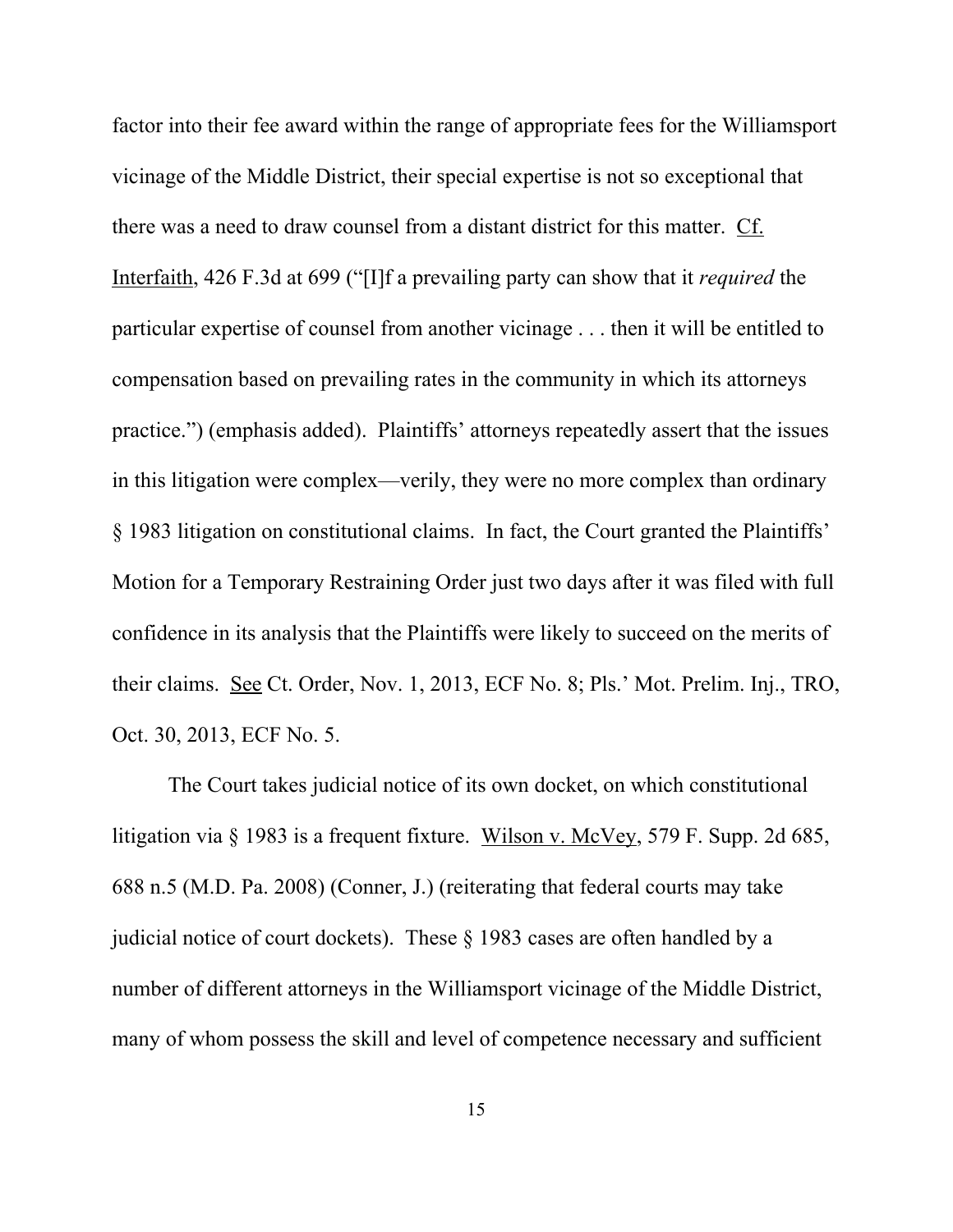factor into their fee award within the range of appropriate fees for the Williamsport vicinage of the Middle District, their special expertise is not so exceptional that there was a need to draw counsel from a distant district for this matter. Cf. Interfaith, 426 F.3d at 699 ("[I]f a prevailing party can show that it *required* the particular expertise of counsel from another vicinage . . . then it will be entitled to compensation based on prevailing rates in the community in which its attorneys practice.") (emphasis added). Plaintiffs' attorneys repeatedly assert that the issues in this litigation were complex—verily, they were no more complex than ordinary § 1983 litigation on constitutional claims. In fact, the Court granted the Plaintiffs' Motion for a Temporary Restraining Order just two days after it was filed with full confidence in its analysis that the Plaintiffs were likely to succeed on the merits of their claims. See Ct. Order, Nov. 1, 2013, ECF No. 8; Pls.' Mot. Prelim. Inj., TRO, Oct. 30, 2013, ECF No. 5.

The Court takes judicial notice of its own docket, on which constitutional litigation via § 1983 is a frequent fixture. Wilson v. McVey, 579 F. Supp. 2d 685, 688 n.5 (M.D. Pa. 2008) (Conner, J.) (reiterating that federal courts may take judicial notice of court dockets). These § 1983 cases are often handled by a number of different attorneys in the Williamsport vicinage of the Middle District, many of whom possess the skill and level of competence necessary and sufficient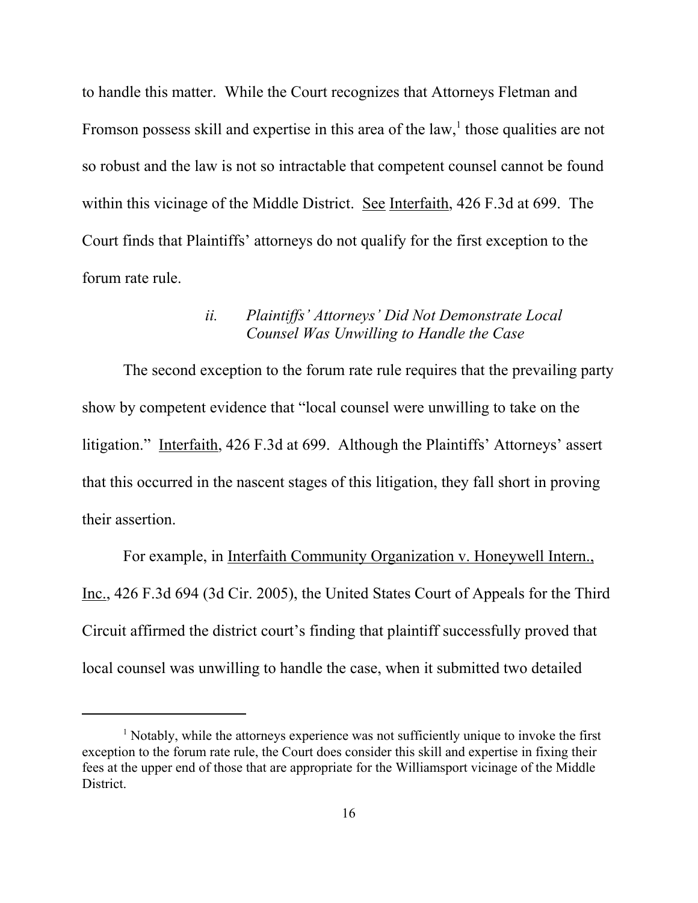to handle this matter. While the Court recognizes that Attorneys Fletman and Fromson possess skill and expertise in this area of the law,[1] those qualities are not so robust and the law is not so intractable that competent counsel cannot be found within this vicinage of the Middle District. See Interfaith, 426 F.3d at 699. The Court finds that Plaintiffs' attorneys do not qualify for the first exception to the forum rate rule.

*ii. Plaintiffs' Attorneys' Did Not Demonstrate Local Counsel Was Unwilling to Handle the Case*

The second exception to the forum rate rule requires that the prevailing party show by competent evidence that "local counsel were unwilling to take on the litigation." Interfaith, 426 F.3d at 699. Although the Plaintiffs' Attorneys' assert that this occurred in the nascent stages of this litigation, they fall short in proving their assertion.

For example, in Interfaith Community Organization v. Honeywell Intern., Inc., 426 F.3d 694 (3d Cir. 2005), the United States Court of Appeals for the Third Circuit affirmed the district court's finding that plaintiff successfully proved that local counsel was unwilling to handle the case, when it submitted two detailed

[1] Notably, while the attorneys experience was not sufficiently unique to invoke the first exception to the forum rate rule, the Court does consider this skill and expertise in fixing their fees at the upper end of those that are appropriate for the Williamsport vicinage of the Middle District.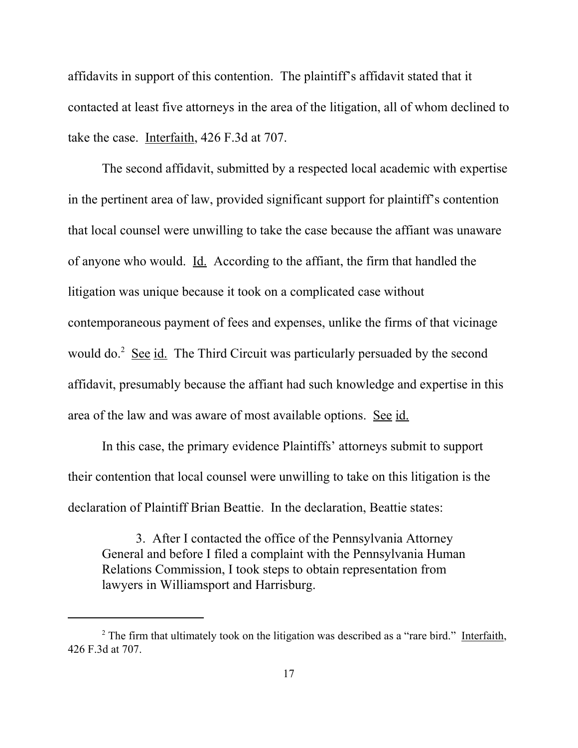affidavits in support of this contention. The plaintiff's affidavit stated that it contacted at least five attorneys in the area of the litigation, all of whom declined to take the case. Interfaith, 426 F.3d at 707.

The second affidavit, submitted by a respected local academic with expertise in the pertinent area of law, provided significant support for plaintiff's contention that local counsel were unwilling to take the case because the affiant was unaware of anyone who would. Id. According to the affiant, the firm that handled the litigation was unique because it took on a complicated case without contemporaneous payment of fees and expenses, unlike the firms of that vicinage would do.[2] See id. The Third Circuit was particularly persuaded by the second affidavit, presumably because the affiant had such knowledge and expertise in this area of the law and was aware of most available options. See id.

In this case, the primary evidence Plaintiffs' attorneys submit to support their contention that local counsel were unwilling to take on this litigation is the declaration of Plaintiff Brian Beattie. In the declaration, Beattie states:

> 3. After I contacted the office of the Pennsylvania Attorney General and before I filed a complaint with the Pennsylvania Human Relations Commission, I took steps to obtain representation from lawyers in Williamsport and Harrisburg.

---

[2] The firm that ultimately took on the litigation was described as a "rare bird." Interfaith, 426 F.3d at 707.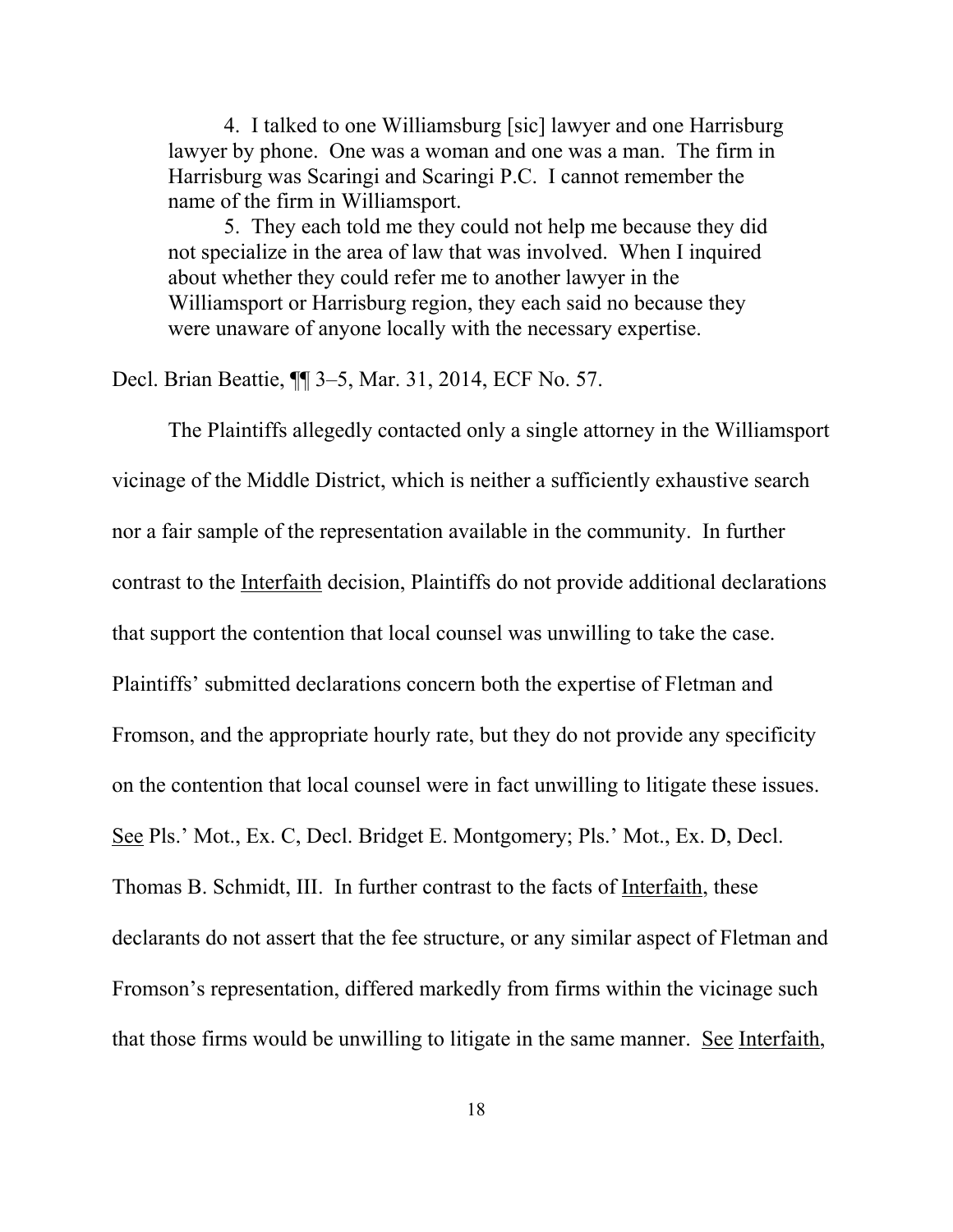> 4. I talked to one Williamsburg [sic] lawyer and one Harrisburg lawyer by phone. One was a woman and one was a man. The firm in Harrisburg was Scaringi and Scaringi P.C. I cannot remember the name of the firm in Williamsport.
>
> 5. They each told me they could not help me because they did not specialize in the area of law that was involved. When I inquired about whether they could refer me to another lawyer in the Williamsport or Harrisburg region, they each said no because they were unaware of anyone locally with the necessary expertise.

Decl. Brian Beattie, ¶¶ 3–5, Mar. 31, 2014, ECF No. 57.

The Plaintiffs allegedly contacted only a single attorney in the Williamsport vicinage of the Middle District, which is neither a sufficiently exhaustive search nor a fair sample of the representation available in the community. In further contrast to the Interfaith decision, Plaintiffs do not provide additional declarations that support the contention that local counsel was unwilling to take the case. Plaintiffs' submitted declarations concern both the expertise of Fletman and Fromson, and the appropriate hourly rate, but they do not provide any specificity on the contention that local counsel were in fact unwilling to litigate these issues. See Pls.' Mot., Ex. C, Decl. Bridget E. Montgomery; Pls.' Mot., Ex. D, Decl. Thomas B. Schmidt, III. In further contrast to the facts of Interfaith, these declarants do not assert that the fee structure, or any similar aspect of Fletman and Fromson's representation, differed markedly from firms within the vicinage such that those firms would be unwilling to litigate in the same manner. See Interfaith,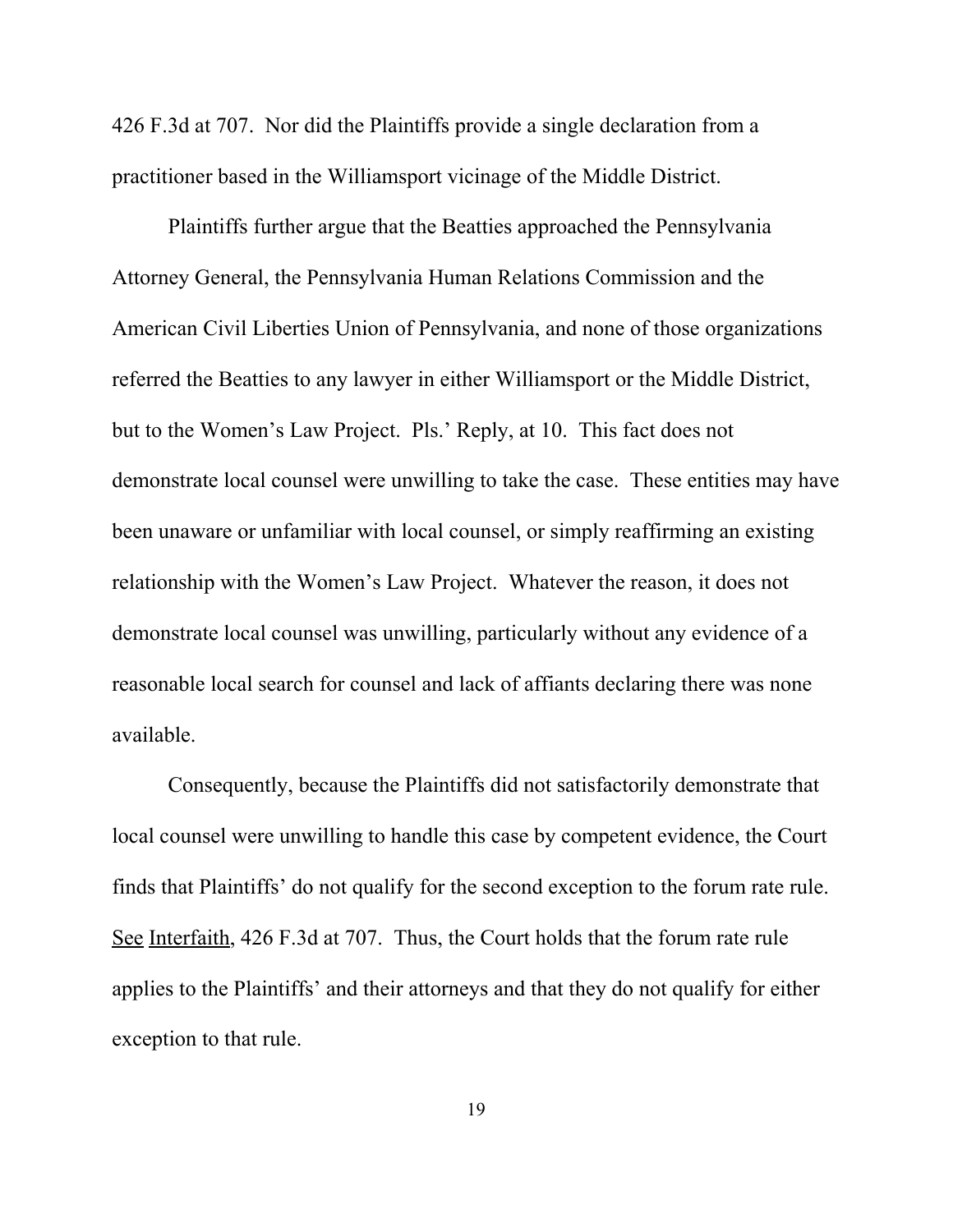426 F.3d at 707. Nor did the Plaintiffs provide a single declaration from a practitioner based in the Williamsport vicinage of the Middle District.

Plaintiffs further argue that the Beatties approached the Pennsylvania Attorney General, the Pennsylvania Human Relations Commission and the American Civil Liberties Union of Pennsylvania, and none of those organizations referred the Beatties to any lawyer in either Williamsport or the Middle District, but to the Women's Law Project. Pls.' Reply, at 10. This fact does not demonstrate local counsel were unwilling to take the case. These entities may have been unaware or unfamiliar with local counsel, or simply reaffirming an existing relationship with the Women's Law Project. Whatever the reason, it does not demonstrate local counsel was unwilling, particularly without any evidence of a reasonable local search for counsel and lack of affiants declaring there was none available.

Consequently, because the Plaintiffs did not satisfactorily demonstrate that local counsel were unwilling to handle this case by competent evidence, the Court finds that Plaintiffs' do not qualify for the second exception to the forum rate rule. See Interfaith, 426 F.3d at 707. Thus, the Court holds that the forum rate rule applies to the Plaintiffs' and their attorneys and that they do not qualify for either exception to that rule.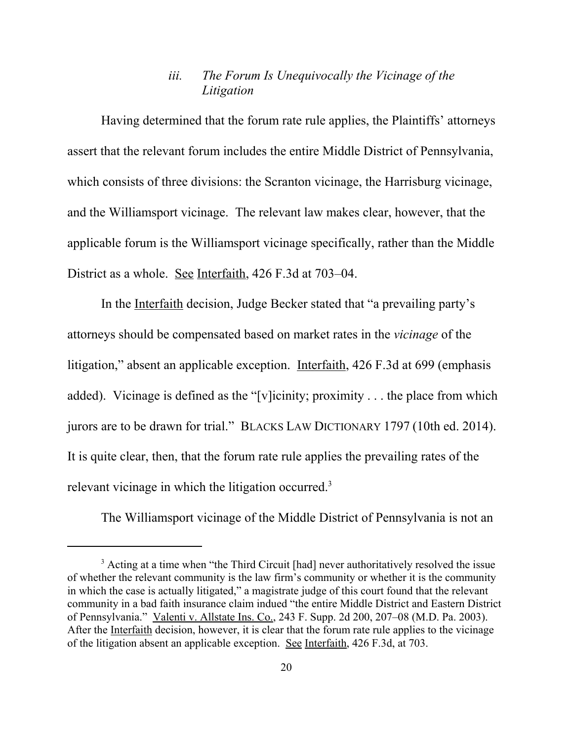### *iii. The Forum Is Unequivocally the Vicinage of the Litigation*

Having determined that the forum rate rule applies, the Plaintiffs' attorneys assert that the relevant forum includes the entire Middle District of Pennsylvania, which consists of three divisions: the Scranton vicinage, the Harrisburg vicinage, and the Williamsport vicinage. The relevant law makes clear, however, that the applicable forum is the Williamsport vicinage specifically, rather than the Middle District as a whole. See Interfaith, 426 F.3d at 703–04.

In the Interfaith decision, Judge Becker stated that "a prevailing party's attorneys should be compensated based on market rates in the *vicinage* of the litigation," absent an applicable exception. Interfaith, 426 F.3d at 699 (emphasis added). Vicinage is defined as the "[v]icinity; proximity . . . the place from which jurors are to be drawn for trial." BLACKS LAW DICTIONARY 1797 (10th ed. 2014). It is quite clear, then, that the forum rate rule applies the prevailing rates of the relevant vicinage in which the litigation occurred.[3]

The Williamsport vicinage of the Middle District of Pennsylvania is not an

---

[3] Acting at a time when "the Third Circuit [had] never authoritatively resolved the issue of whether the relevant community is the law firm's community or whether it is the community in which the case is actually litigated," a magistrate judge of this court found that the relevant community in a bad faith insurance claim indued "the entire Middle District and Eastern District of Pennsylvania." Valenti v. Allstate Ins. Co., 243 F. Supp. 2d 200, 207–08 (M.D. Pa. 2003). After the Interfaith decision, however, it is clear that the forum rate rule applies to the vicinage of the litigation absent an applicable exception. See Interfaith, 426 F.3d, at 703.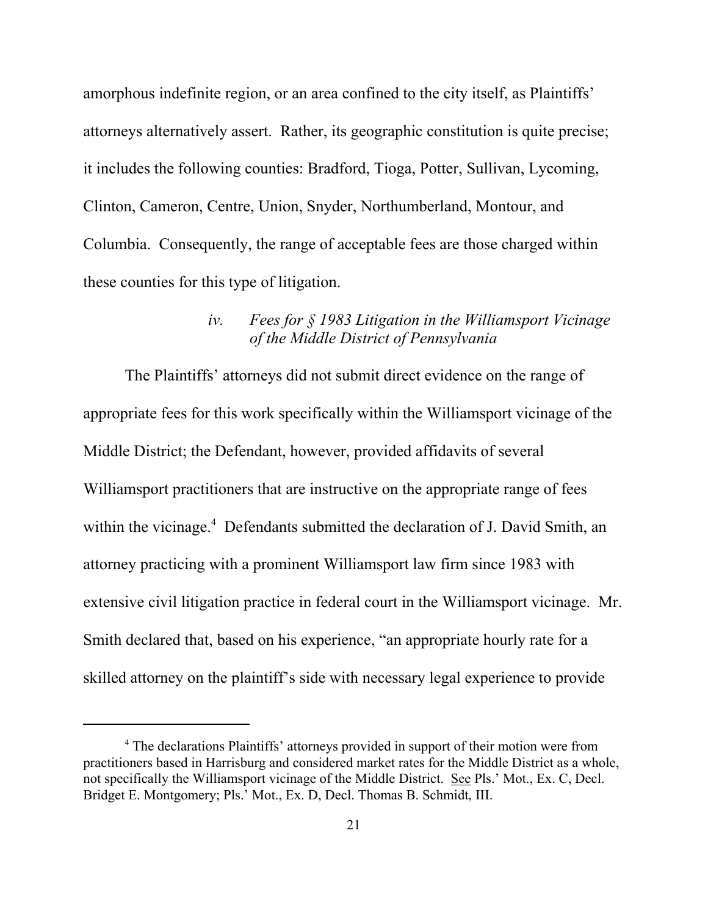amorphous indefinite region, or an area confined to the city itself, as Plaintiffs' attorneys alternatively assert. Rather, its geographic constitution is quite precise; it includes the following counties: Bradford, Tioga, Potter, Sullivan, Lycoming, Clinton, Cameron, Centre, Union, Snyder, Northumberland, Montour, and Columbia. Consequently, the range of acceptable fees are those charged within these counties for this type of litigation.

*iv. Fees for § 1983 Litigation in the Williamsport Vicinage of the Middle District of Pennsylvania*

The Plaintiffs' attorneys did not submit direct evidence on the range of appropriate fees for this work specifically within the Williamsport vicinage of the Middle District; the Defendant, however, provided affidavits of several Williamsport practitioners that are instructive on the appropriate range of fees within the vicinage.[4] Defendants submitted the declaration of J. David Smith, an attorney practicing with a prominent Williamsport law firm since 1983 with extensive civil litigation practice in federal court in the Williamsport vicinage. Mr. Smith declared that, based on his experience, "an appropriate hourly rate for a skilled attorney on the plaintiff's side with necessary legal experience to provide

---

[4] The declarations Plaintiffs' attorneys provided in support of their motion were from practitioners based in Harrisburg and considered market rates for the Middle District as a whole, not specifically the Williamsport vicinage of the Middle District. See Pls.' Mot., Ex. C, Decl. Bridget E. Montgomery; Pls.' Mot., Ex. D, Decl. Thomas B. Schmidt, III.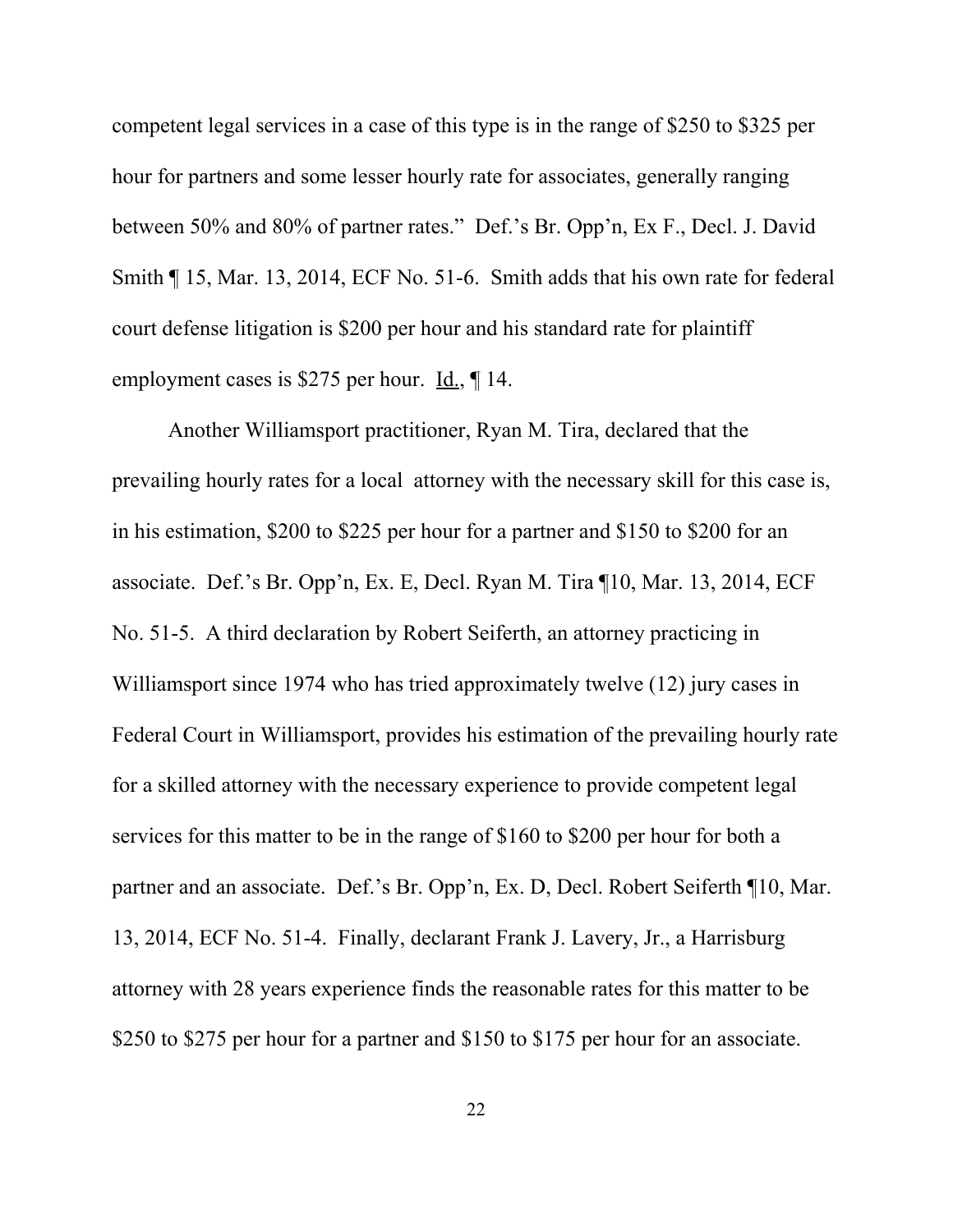competent legal services in a case of this type is in the range of $250 to $325 per hour for partners and some lesser hourly rate for associates, generally ranging between 50% and 80% of partner rates." Def.'s Br. Opp'n, Ex F., Decl. J. David Smith ¶ 15, Mar. 13, 2014, ECF No. 51-6. Smith adds that his own rate for federal court defense litigation is $200 per hour and his standard rate for plaintiff employment cases is $275 per hour. Id., ¶ 14.

Another Williamsport practitioner, Ryan M. Tira, declared that the prevailing hourly rates for a local attorney with the necessary skill for this case is, in his estimation, $200 to $225 per hour for a partner and $150 to $200 for an associate. Def.'s Br. Opp'n, Ex. E, Decl. Ryan M. Tira ¶10, Mar. 13, 2014, ECF No. 51-5. A third declaration by Robert Seiferth, an attorney practicing in Williamsport since 1974 who has tried approximately twelve (12) jury cases in Federal Court in Williamsport, provides his estimation of the prevailing hourly rate for a skilled attorney with the necessary experience to provide competent legal services for this matter to be in the range of $160 to $200 per hour for both a partner and an associate. Def.'s Br. Opp'n, Ex. D, Decl. Robert Seiferth ¶10, Mar. 13, 2014, ECF No. 51-4. Finally, declarant Frank J. Lavery, Jr., a Harrisburg attorney with 28 years experience finds the reasonable rates for this matter to be $250 to $275 per hour for a partner and $150 to $175 per hour for an associate.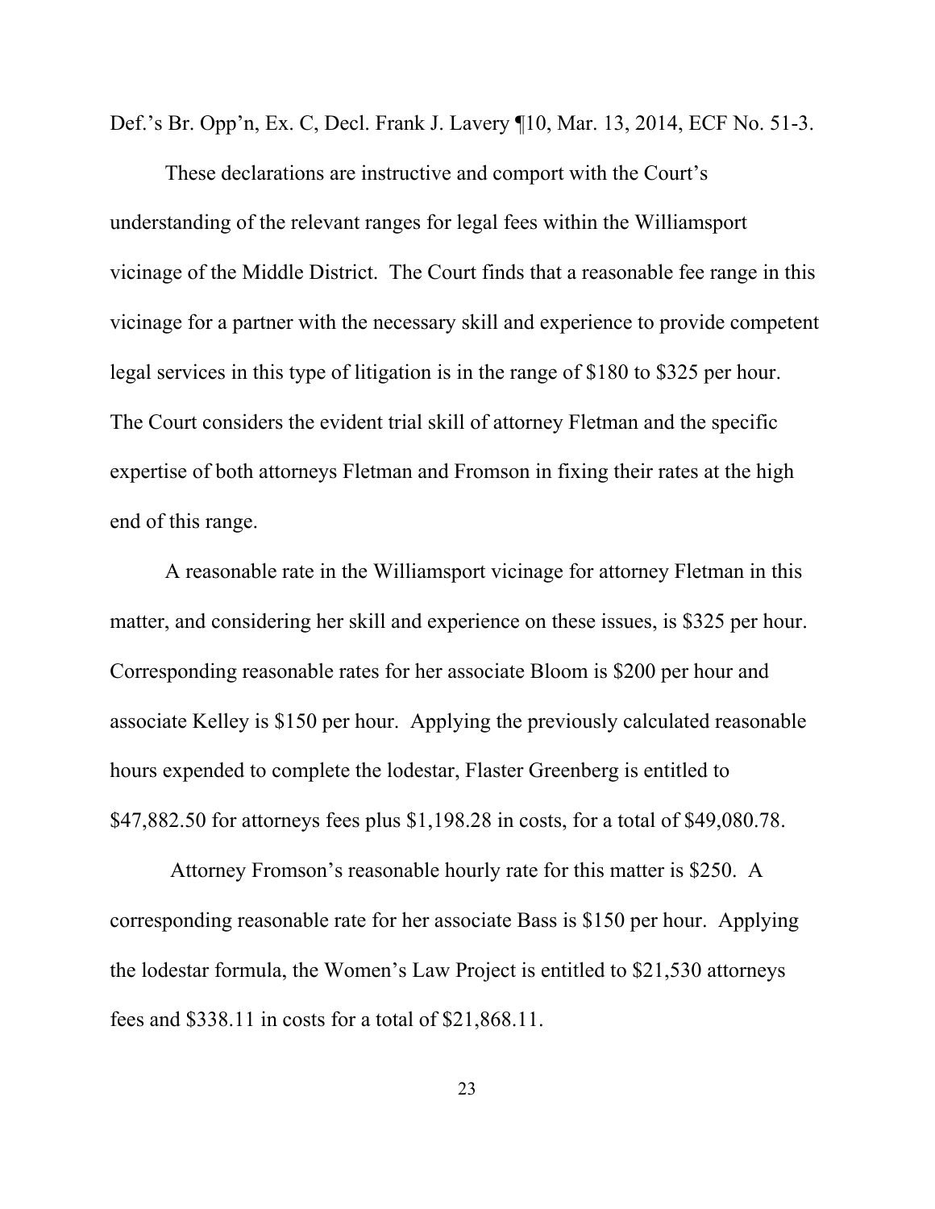Def.'s Br. Opp'n, Ex. C, Decl. Frank J. Lavery ¶10, Mar. 13, 2014, ECF No. 51-3.

These declarations are instructive and comport with the Court's understanding of the relevant ranges for legal fees within the Williamsport vicinage of the Middle District. The Court finds that a reasonable fee range in this vicinage for a partner with the necessary skill and experience to provide competent legal services in this type of litigation is in the range of $180 to $325 per hour. The Court considers the evident trial skill of attorney Fletman and the specific expertise of both attorneys Fletman and Fromson in fixing their rates at the high end of this range.

A reasonable rate in the Williamsport vicinage for attorney Fletman in this matter, and considering her skill and experience on these issues, is $325 per hour. Corresponding reasonable rates for her associate Bloom is $200 per hour and associate Kelley is $150 per hour. Applying the previously calculated reasonable hours expended to complete the lodestar, Flaster Greenberg is entitled to $47,882.50 for attorneys fees plus $1,198.28 in costs, for a total of $49,080.78.

Attorney Fromson's reasonable hourly rate for this matter is $250. A corresponding reasonable rate for her associate Bass is $150 per hour. Applying the lodestar formula, the Women's Law Project is entitled to $21,530 attorneys fees and $338.11 in costs for a total of $21,868.11.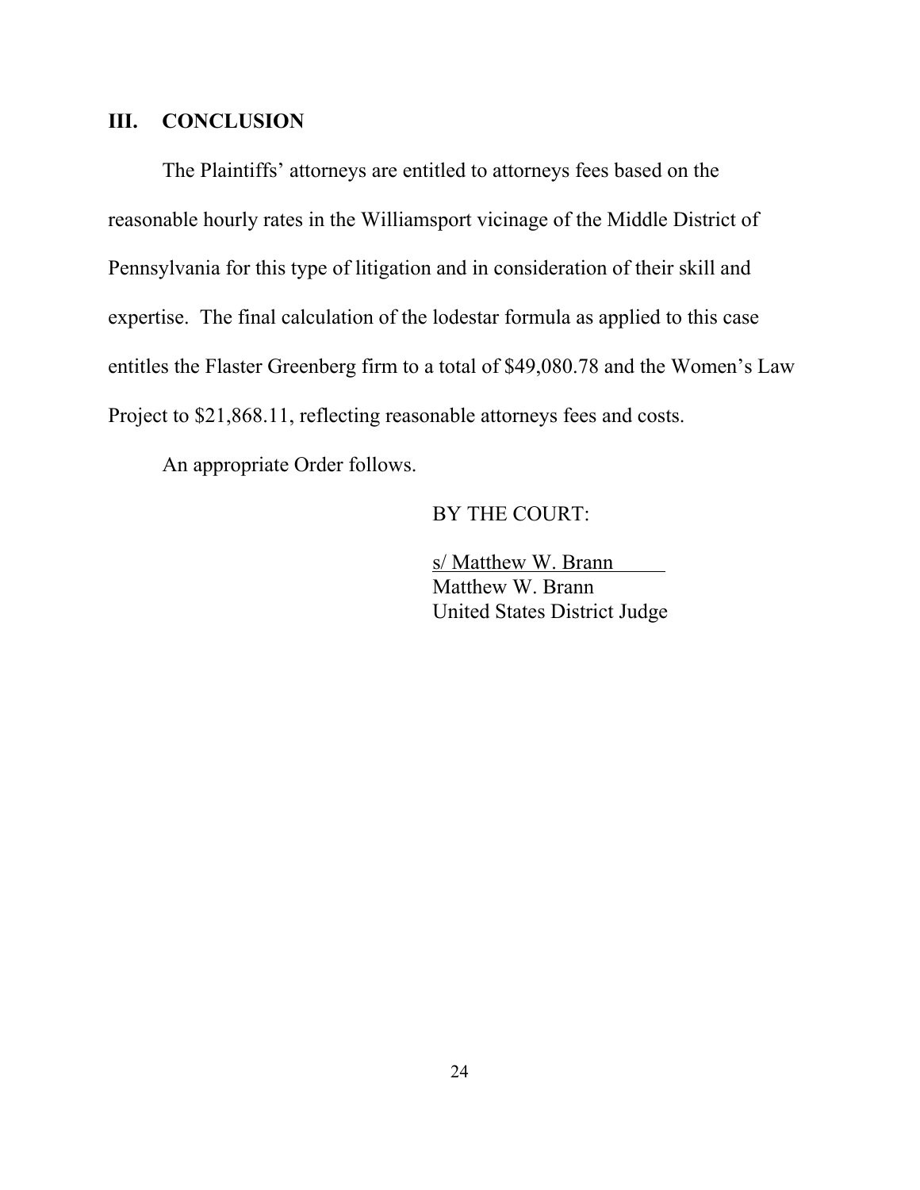## III. CONCLUSION

The Plaintiffs' attorneys are entitled to attorneys fees based on the reasonable hourly rates in the Williamsport vicinage of the Middle District of Pennsylvania for this type of litigation and in consideration of their skill and expertise. The final calculation of the lodestar formula as applied to this case entitles the Flaster Greenberg firm to a total of $49,080.78 and the Women's Law Project to $21,868.11, reflecting reasonable attorneys fees and costs.

An appropriate Order follows.

BY THE COURT:

s/ Matthew W. Brann
Matthew W. Brann
United States District Judge